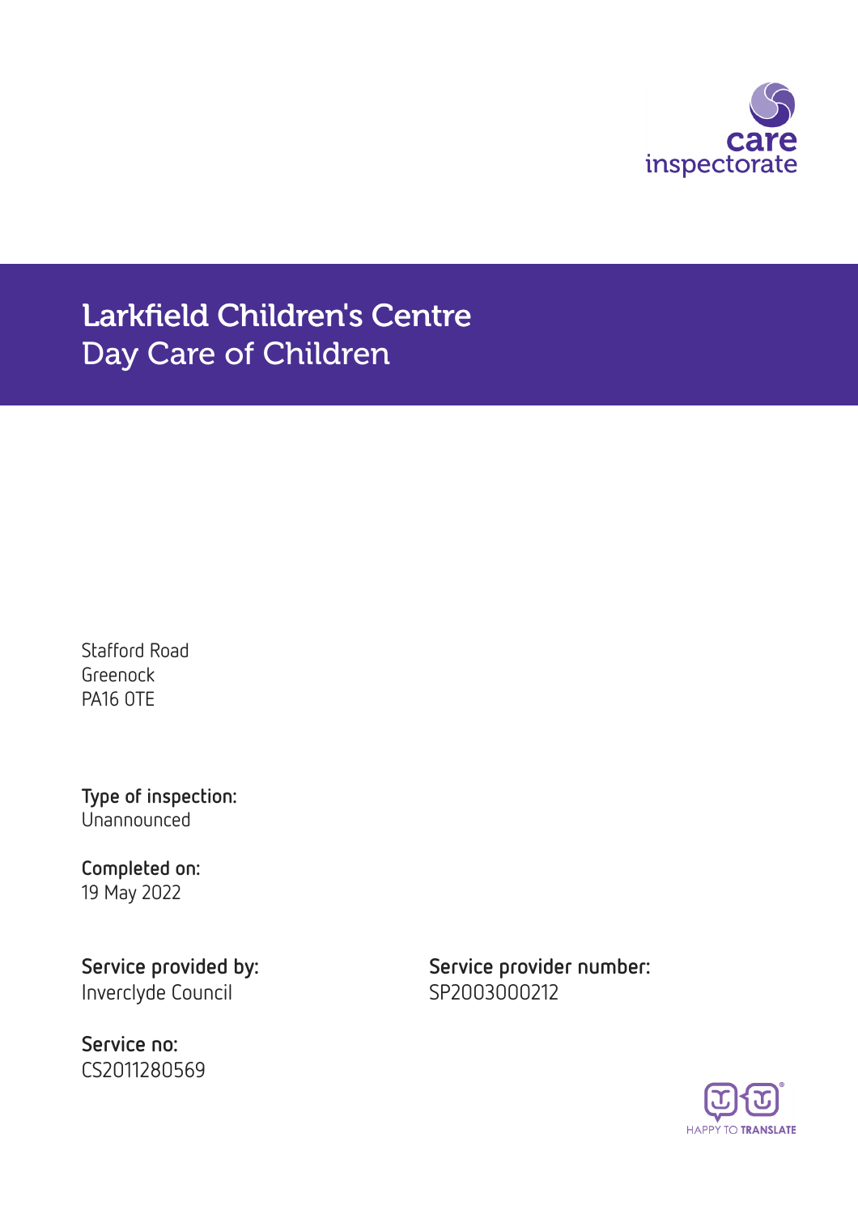# Larkfield Children's Centre
## Day Care of Children

Stafford Road
Greenock
PA16 0TE

**Type of inspection:**
Unannounced

**Completed on:**
19 May 2022

**Service provided by:**
Inverclyde Council

**Service provider number:**
SP2003000212

**Service no:**
CS2011280569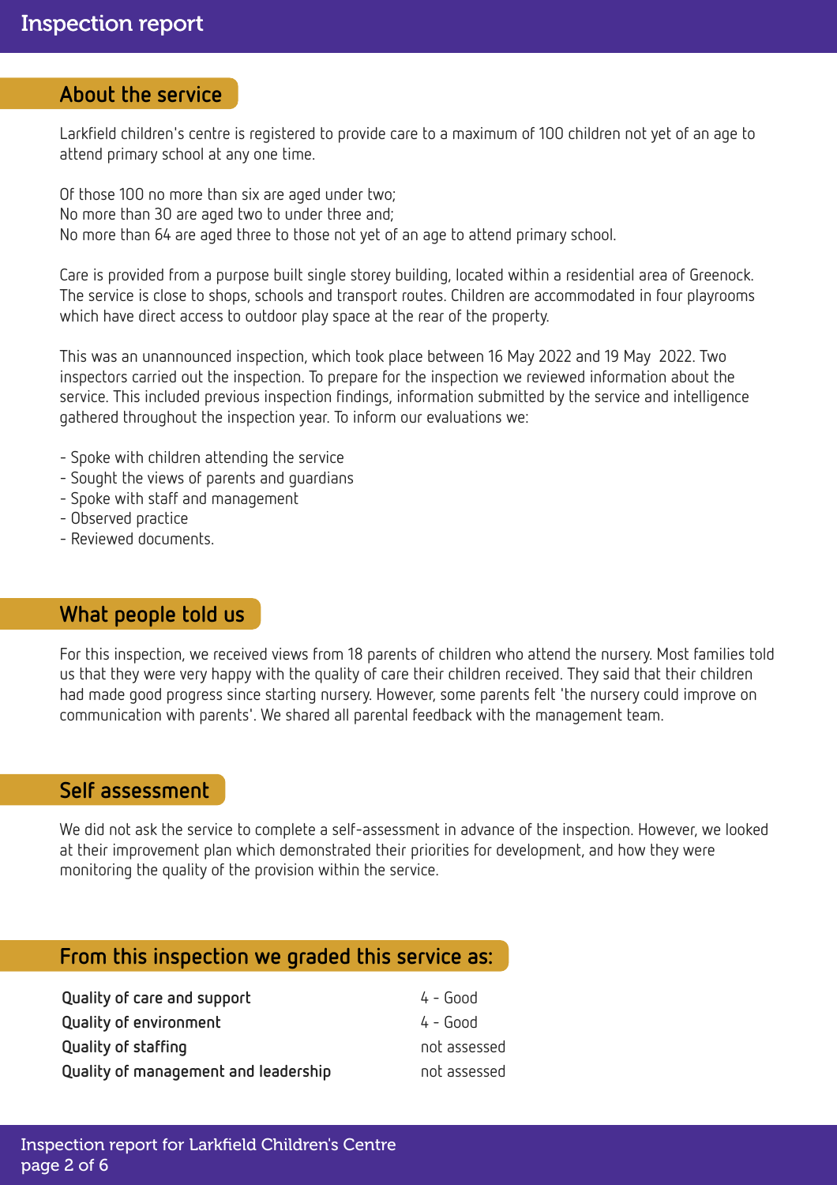## About the service

Larkfield children's centre is registered to provide care to a maximum of 100 children not yet of an age to attend primary school at any one time.

Of those 100 no more than six are aged under two;
No more than 30 are aged two to under three and;
No more than 64 are aged three to those not yet of an age to attend primary school.

Care is provided from a purpose built single storey building, located within a residential area of Greenock. The service is close to shops, schools and transport routes. Children are accommodated in four playrooms which have direct access to outdoor play space at the rear of the property.

This was an unannounced inspection, which took place between 16 May 2022 and 19 May 2022. Two inspectors carried out the inspection. To prepare for the inspection we reviewed information about the service. This included previous inspection findings, information submitted by the service and intelligence gathered throughout the inspection year. To inform our evaluations we:

- Spoke with children attending the service
- Sought the views of parents and guardians
- Spoke with staff and management
- Observed practice
- Reviewed documents.

## What people told us

For this inspection, we received views from 18 parents of children who attend the nursery. Most families told us that they were very happy with the quality of care their children received. They said that their children had made good progress since starting nursery. However, some parents felt 'the nursery could improve on communication with parents'. We shared all parental feedback with the management team.

## Self assessment

We did not ask the service to complete a self-assessment in advance of the inspection. However, we looked at their improvement plan which demonstrated their priorities for development, and how they were monitoring the quality of the provision within the service.

## From this inspection we graded this service as:

| | |
|---|---|
| **Quality of care and support** | 4 - Good |
| **Quality of environment** | 4 - Good |
| **Quality of staffing** | not assessed |
| **Quality of management and leadership** | not assessed |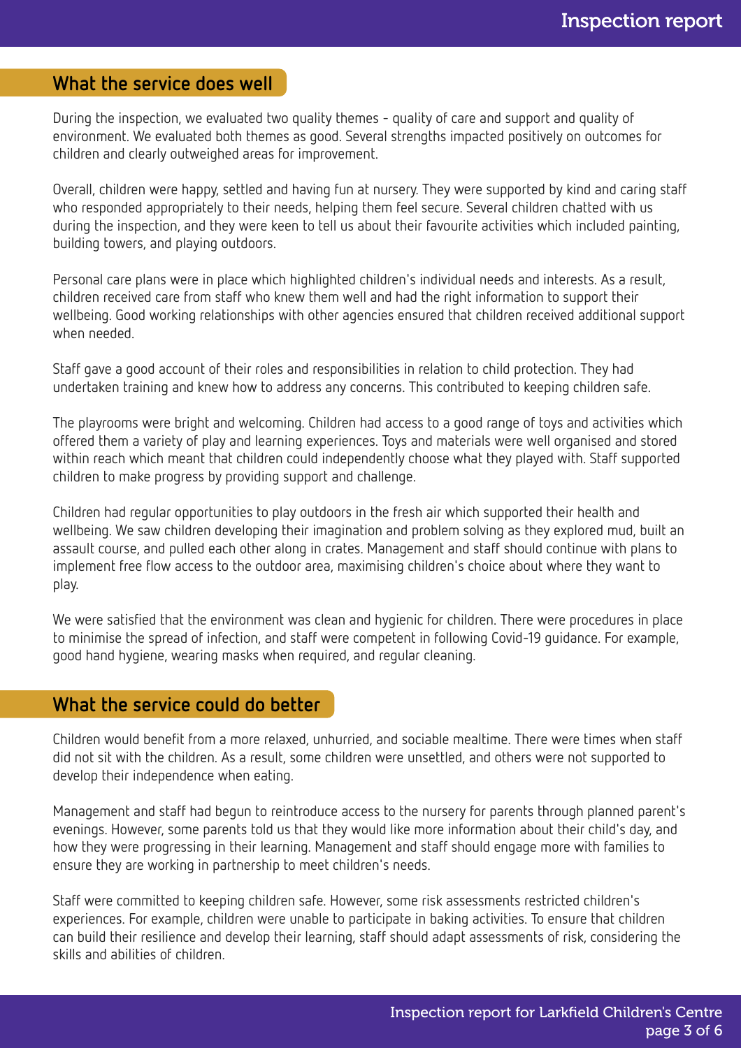## What the service does well

During the inspection, we evaluated two quality themes - quality of care and support and quality of environment. We evaluated both themes as good. Several strengths impacted positively on outcomes for children and clearly outweighed areas for improvement.

Overall, children were happy, settled and having fun at nursery. They were supported by kind and caring staff who responded appropriately to their needs, helping them feel secure. Several children chatted with us during the inspection, and they were keen to tell us about their favourite activities which included painting, building towers, and playing outdoors.

Personal care plans were in place which highlighted children's individual needs and interests. As a result, children received care from staff who knew them well and had the right information to support their wellbeing. Good working relationships with other agencies ensured that children received additional support when needed.

Staff gave a good account of their roles and responsibilities in relation to child protection. They had undertaken training and knew how to address any concerns. This contributed to keeping children safe.

The playrooms were bright and welcoming. Children had access to a good range of toys and activities which offered them a variety of play and learning experiences. Toys and materials were well organised and stored within reach which meant that children could independently choose what they played with. Staff supported children to make progress by providing support and challenge.

Children had regular opportunities to play outdoors in the fresh air which supported their health and wellbeing. We saw children developing their imagination and problem solving as they explored mud, built an assault course, and pulled each other along in crates. Management and staff should continue with plans to implement free flow access to the outdoor area, maximising children's choice about where they want to play.

We were satisfied that the environment was clean and hygienic for children. There were procedures in place to minimise the spread of infection, and staff were competent in following Covid-19 guidance. For example, good hand hygiene, wearing masks when required, and regular cleaning.

## What the service could do better

Children would benefit from a more relaxed, unhurried, and sociable mealtime. There were times when staff did not sit with the children. As a result, some children were unsettled, and others were not supported to develop their independence when eating.

Management and staff had begun to reintroduce access to the nursery for parents through planned parent's evenings. However, some parents told us that they would like more information about their child's day, and how they were progressing in their learning. Management and staff should engage more with families to ensure they are working in partnership to meet children's needs.

Staff were committed to keeping children safe. However, some risk assessments restricted children's experiences. For example, children were unable to participate in baking activities. To ensure that children can build their resilience and develop their learning, staff should adapt assessments of risk, considering the skills and abilities of children.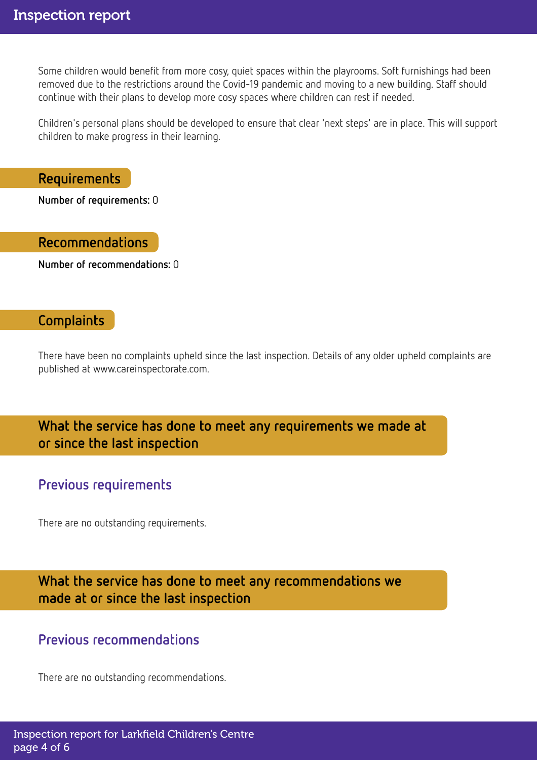Some children would benefit from more cosy, quiet spaces within the playrooms. Soft furnishings had been removed due to the restrictions around the Covid-19 pandemic and moving to a new building. Staff should continue with their plans to develop more cosy spaces where children can rest if needed.

Children's personal plans should be developed to ensure that clear 'next steps' are in place. This will support children to make progress in their learning.

## Requirements

**Number of requirements:** 0

## Recommendations

**Number of recommendations:** 0

## Complaints

There have been no complaints upheld since the last inspection. Details of any older upheld complaints are published at www.careinspectorate.com.

## What the service has done to meet any requirements we made at or since the last inspection

### Previous requirements

There are no outstanding requirements.

## What the service has done to meet any recommendations we made at or since the last inspection

### Previous recommendations

There are no outstanding recommendations.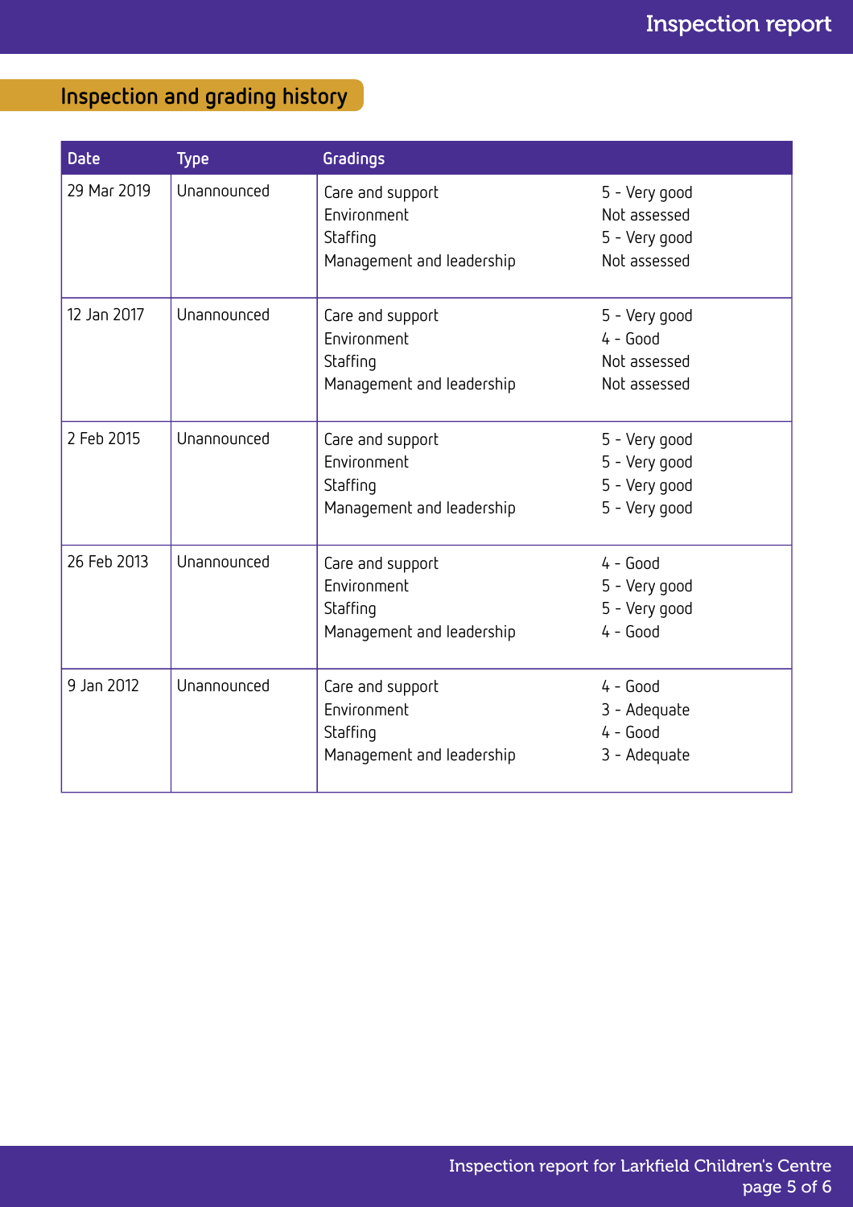## Inspection and grading history

| Date | Type | Gradings | |
|---|---|---|---|
| 29 Mar 2019 | Unannounced | Care and support<br>Environment<br>Staffing<br>Management and leadership | 5 - Very good<br>Not assessed<br>5 - Very good<br>Not assessed |
| 12 Jan 2017 | Unannounced | Care and support<br>Environment<br>Staffing<br>Management and leadership | 5 - Very good<br>4 - Good<br>Not assessed<br>Not assessed |
| 2 Feb 2015 | Unannounced | Care and support<br>Environment<br>Staffing<br>Management and leadership | 5 - Very good<br>5 - Very good<br>5 - Very good<br>5 - Very good |
| 26 Feb 2013 | Unannounced | Care and support<br>Environment<br>Staffing<br>Management and leadership | 4 - Good<br>5 - Very good<br>5 - Very good<br>4 - Good |
| 9 Jan 2012 | Unannounced | Care and support<br>Environment<br>Staffing<br>Management and leadership | 4 - Good<br>3 - Adequate<br>4 - Good<br>3 - Adequate |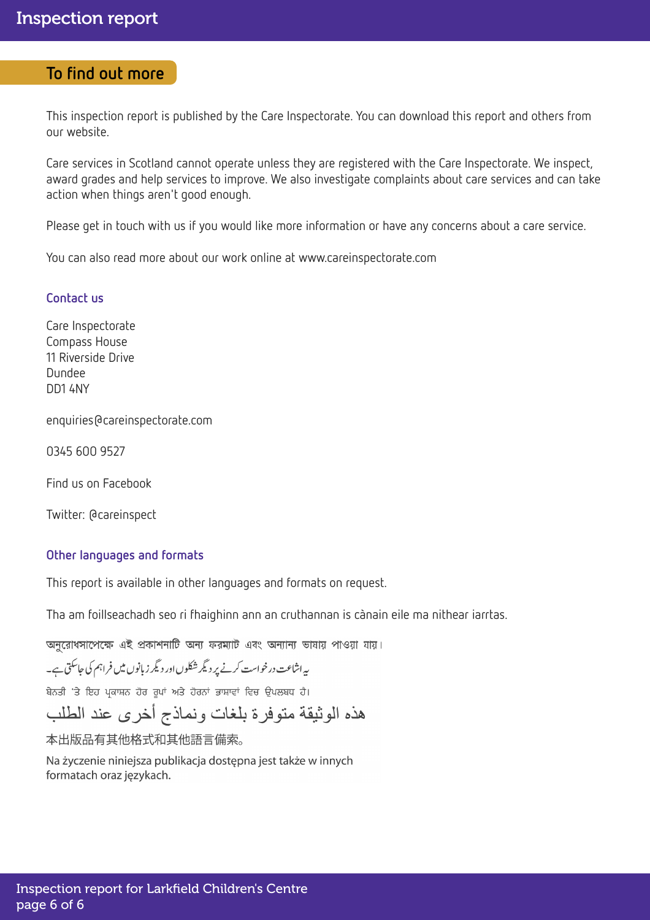## To find out more

This inspection report is published by the Care Inspectorate. You can download this report and others from our website.

Care services in Scotland cannot operate unless they are registered with the Care Inspectorate. We inspect, award grades and help services to improve. We also investigate complaints about care services and can take action when things aren't good enough.

Please get in touch with us if you would like more information or have any concerns about a care service.

You can also read more about our work online at www.careinspectorate.com

### Contact us

Care Inspectorate
Compass House
11 Riverside Drive
Dundee
DD1 4NY

enquiries@careinspectorate.com

0345 600 9527

Find us on Facebook

Twitter: @careinspect

### Other languages and formats

This report is available in other languages and formats on request.

Tha am foillseachadh seo ri fhaighinn ann an cruthannan is cànain eile ma nithear iarrtas.

অনুরোধসাপেক্ষে এই প্রকাশনাটি অন্য ফরম্যাট এবং অন্যান্য ভাষায় পাওয়া যায়।

یہ اشاعت درخواست کرنے پر دیگر شکلوں اور دیگر زبانوں میں فراہم کی جاسکتی ہے۔

ਬੇਨਤੀ 'ਤੇ ਇਹ ਪ੍ਰਕਾਸ਼ਨ ਹੋਰ ਰੂਪਾਂ ਅਤੇ ਹੋਰਨਾਂ ਭਾਸ਼ਾਵਾਂ ਵਿਚ ਉਪਲਬਧ ਹੈ।

هذه الوثيقة متوفرة بلغات ونماذج أخرى عند الطلب

本出版品有其他格式和其他語言備索。

Na życzenie niniejsza publikacja dostępna jest także w innych formatach oraz językach.